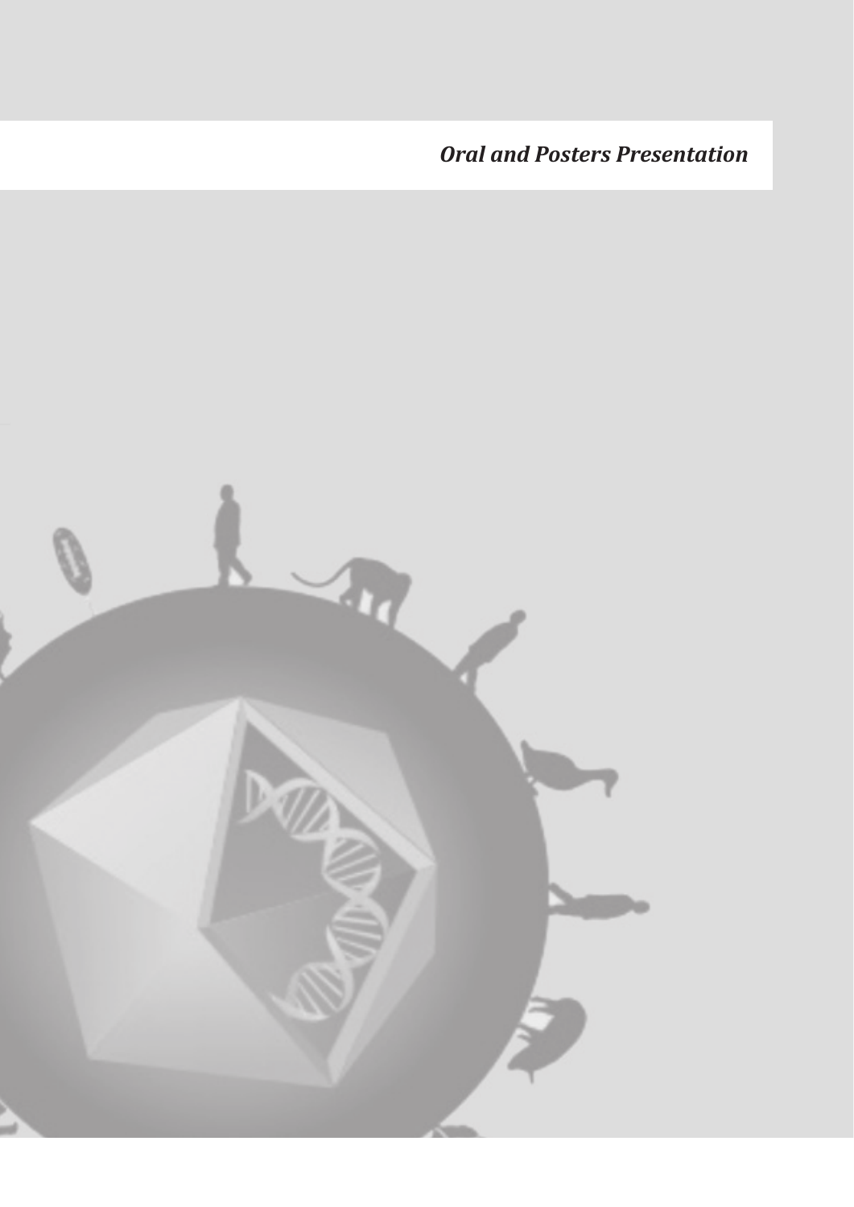*Oral and Posters Presentation*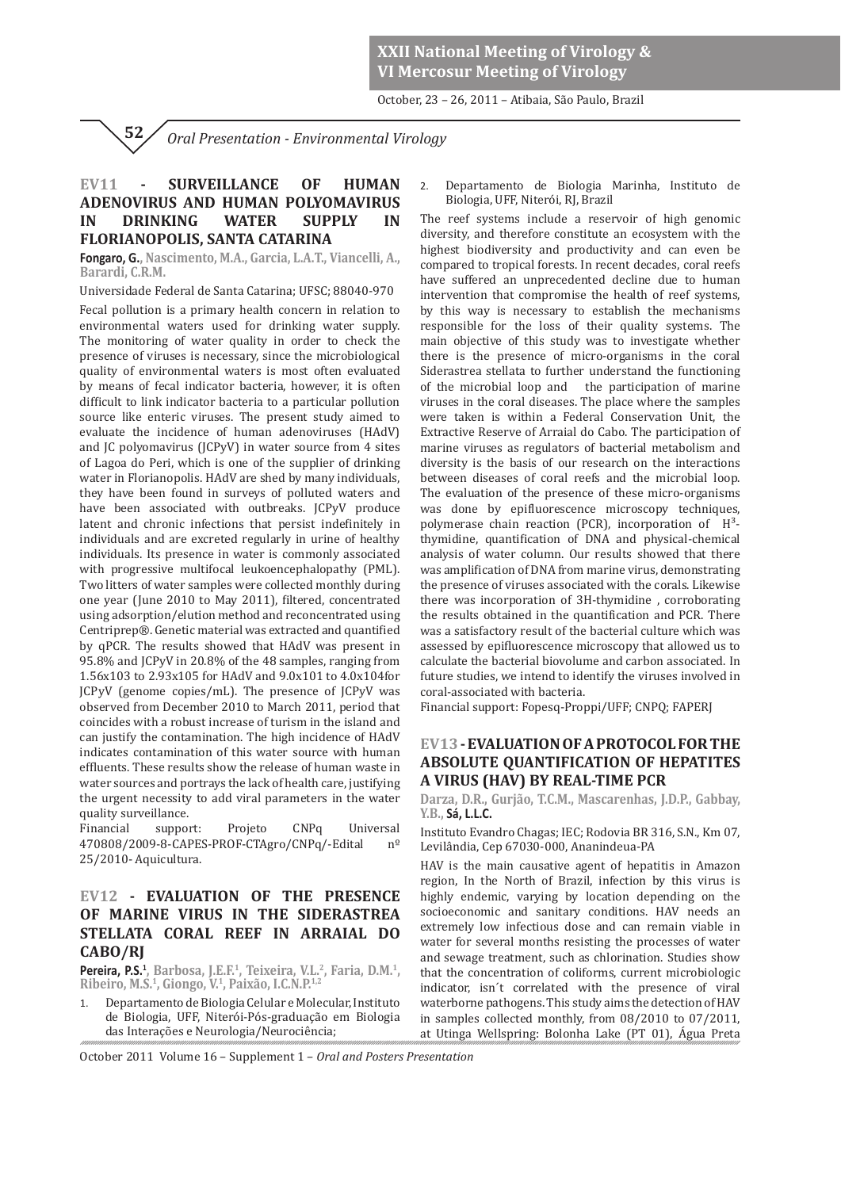## EV11 - SURVEILLANCE OF HUMAN ADENOVIRUS AND HUMAN POLYOMAVIRUS IN DRINKING WATER SUPPLY IN FLORIANOPOLIS, SANTA CATARINA

**Fongaro, G.**, Nascimento, M.A., Garcia, L.A.T., Viancelli, A., Barardi, C.R.M.

Universidade Federal de Santa Catarina; UFSC; 88040-970

Fecal pollution is a primary health concern in relation to environmental waters used for drinking water supply. The monitoring of water quality in order to check the presence of viruses is necessary, since the microbiological quality of environmental waters is most often evaluated by means of fecal indicator bacteria, however, it is often difficult to link indicator bacteria to a particular pollution source like enteric viruses. The present study aimed to evaluate the incidence of human adenoviruses (HAdV) and JC polyomavirus (JCPyV) in water source from 4 sites of Lagoa do Peri, which is one of the supplier of drinking water in Florianopolis. HAdV are shed by many individuals, they have been found in surveys of polluted waters and have been associated with outbreaks. JCPyV produce latent and chronic infections that persist indefinitely in individuals and are excreted regularly in urine of healthy individuals. Its presence in water is commonly associated with progressive multifocal leukoencephalopathy (PML). Two litters of water samples were collected monthly during one year (June 2010 to May 2011), filtered, concentrated using adsorption/elution method and reconcentrated using Centriprep®. Genetic material was extracted and quantified by qPCR. The results showed that HAdV was present in 95.8% and JCPyV in 20.8% of the 48 samples, ranging from 1.56x103 to 2.93x105 for HAdV and 9.0x101 to 4.0x104for JCPyV (genome copies/mL). The presence of JCPyV was observed from December 2010 to March 2011, period that coincides with a robust increase of turism in the island and can justify the contamination. The high incidence of HAdV indicates contamination of this water source with human effluents. These results show the release of human waste in water sources and portrays the lack of health care, justifying the urgent necessity to add viral parameters in the water quality surveillance.

Financial support: Projeto CNPq Universal 470808/2009-8-CAPES-PROF-CTAgro/CNPq/-Edital nº 25/2010- Aquicultura.

## EV12 - EVALUATION OF THE PRESENCE OF MARINE VIRUS IN THE SIDERASTREA STELLATA CORAL REEF IN ARRAIAL DO CABO/RJ

**Pereira, P.S.**[1], Barbosa, J.E.F.[1], Teixeira, V.L.[2], Faria, D.M.[1], Ribeiro, M.S.[1], Giongo, V.[1], Paixão, I.C.N.P.[1,2]

1. Departamento de Biologia Celular e Molecular, Instituto de Biologia, UFF, Niterói-Pós-graduação em Biologia das Interações e Neurologia/Neurociência;
2. Departamento de Biologia Marinha, Instituto de Biologia, UFF, Niterói, RJ, Brazil

The reef systems include a reservoir of high genomic diversity, and therefore constitute an ecosystem with the highest biodiversity and productivity and can even be compared to tropical forests. In recent decades, coral reefs have suffered an unprecedented decline due to human intervention that compromise the health of reef systems, by this way is necessary to establish the mechanisms responsible for the loss of their quality systems. The main objective of this study was to investigate whether there is the presence of micro-organisms in the coral Siderastrea stellata to further understand the functioning of the microbial loop and the participation of marine viruses in the coral diseases. The place where the samples were taken is within a Federal Conservation Unit, the Extractive Reserve of Arraial do Cabo. The participation of marine viruses as regulators of bacterial metabolism and diversity is the basis of our research on the interactions between diseases of coral reefs and the microbial loop. The evaluation of the presence of these micro-organisms was done by epifluorescence microscopy techniques, polymerase chain reaction (PCR), incorporation of $H^3$-thymidine, quantification of DNA and physical-chemical analysis of water column. Our results showed that there was amplification of DNA from marine virus, demonstrating the presence of viruses associated with the corals. Likewise there was incorporation of 3H-thymidine , corroborating the results obtained in the quantification and PCR. There was a satisfactory result of the bacterial culture which was assessed by epifluorescence microscopy that allowed us to calculate the bacterial biovolume and carbon associated. In future studies, we intend to identify the viruses involved in coral-associated with bacteria.

Financial support: Fopesq-Proppi/UFF; CNPQ; FAPERJ

## EV13 - EVALUATION OF A PROTOCOL FOR THE ABSOLUTE QUANTIFICATION OF HEPATITES A VIRUS (HAV) BY REAL-TIME PCR

Darza, D.R., Gurjão, T.C.M., Mascarenhas, J.D.P., Gabbay, Y.B., **Sá, L.L.C.**

Instituto Evandro Chagas; IEC; Rodovia BR 316, S.N., Km 07, Levilândia, Cep 67030-000, Ananindeua-PA

HAV is the main causative agent of hepatitis in Amazon region, In the North of Brazil, infection by this virus is highly endemic, varying by location depending on the socioeconomic and sanitary conditions. HAV needs an extremely low infectious dose and can remain viable in water for several months resisting the processes of water and sewage treatment, such as chlorination. Studies show that the concentration of coliforms, current microbiologic indicator, isn´t correlated with the presence of viral waterborne pathogens. This study aims the detection of HAV in samples collected monthly, from 08/2010 to 07/2011, at Utinga Wellspring: Bolonha Lake (PT 01), Água Preta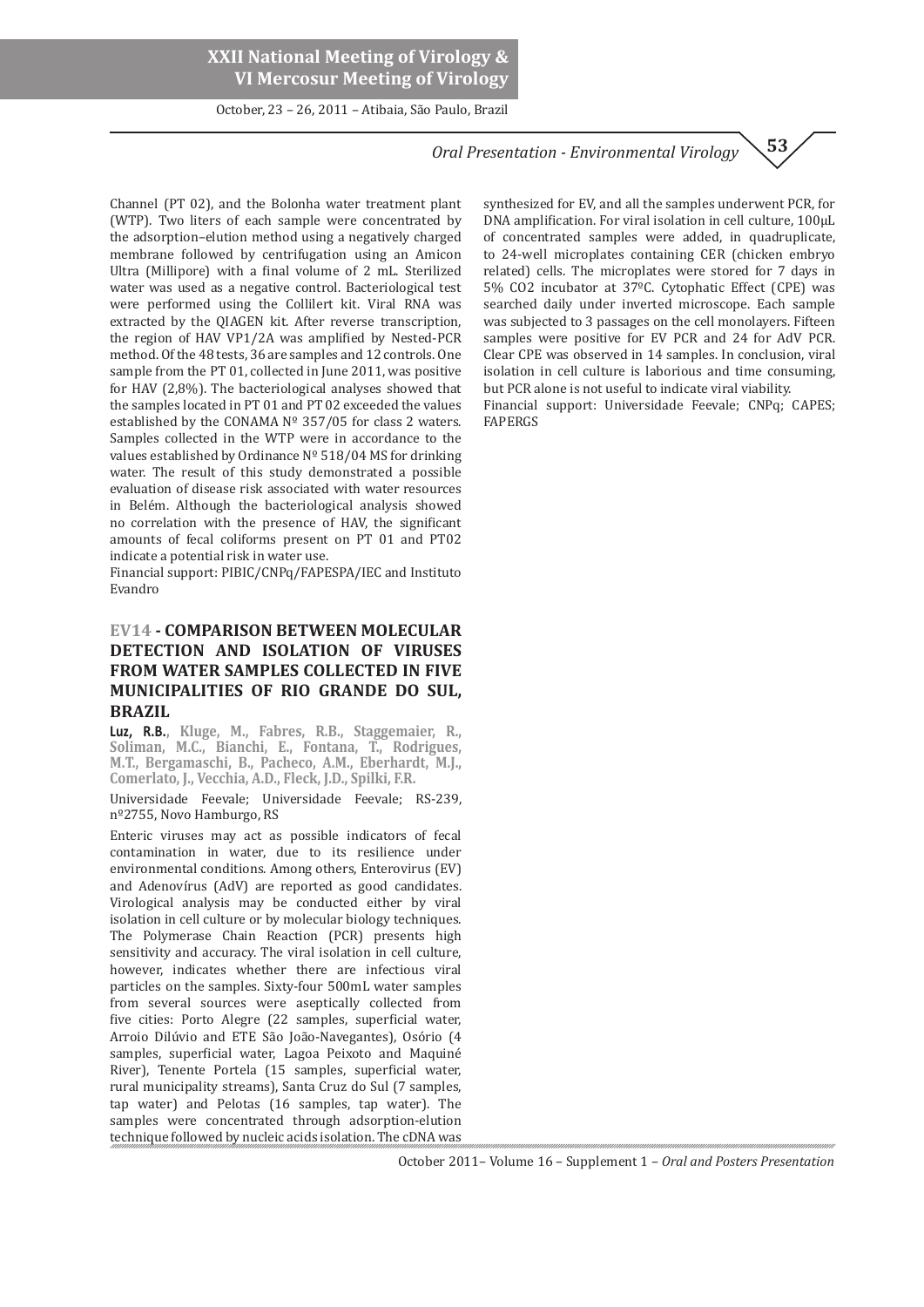Channel (PT 02), and the Bolonha water treatment plant (WTP). Two liters of each sample were concentrated by the adsorption–elution method using a negatively charged membrane followed by centrifugation using an Amicon Ultra (Millipore) with a final volume of 2 mL. Sterilized water was used as a negative control. Bacteriological test were performed using the Collilert kit. Viral RNA was extracted by the QIAGEN kit. After reverse transcription, the region of HAV VP1/2A was amplified by Nested-PCR method. Of the 48 tests, 36 are samples and 12 controls. One sample from the PT 01, collected in June 2011, was positive for HAV (2,8%). The bacteriological analyses showed that the samples located in PT 01 and PT 02 exceeded the values established by the CONAMA Nº 357/05 for class 2 waters. Samples collected in the WTP were in accordance to the values established by Ordinance Nº 518/04 MS for drinking water. The result of this study demonstrated a possible evaluation of disease risk associated with water resources in Belém. Although the bacteriological analysis showed no correlation with the presence of HAV, the significant amounts of fecal coliforms present on PT 01 and PT02 indicate a potential risk in water use.

Financial support: PIBIC/CNPq/FAPESPA/IEC and Instituto Evandro

## EV14 - COMPARISON BETWEEN MOLECULAR DETECTION AND ISOLATION OF VIRUSES FROM WATER SAMPLES COLLECTED IN FIVE MUNICIPALITIES OF RIO GRANDE DO SUL, BRAZIL

**Luz, R.B.**, Kluge, M., Fabres, R.B., Staggemaier, R., Soliman, M.C., Bianchi, E., Fontana, T., Rodrigues, M.T., Bergamaschi, B., Pacheco, A.M., Eberhardt, M.J., Comerlato, J., Vecchia, A.D., Fleck, J.D., Spilki, F.R.

Universidade Feevale; Universidade Feevale; RS-239, nº2755, Novo Hamburgo, RS

Enteric viruses may act as possible indicators of fecal contamination in water, due to its resilience under environmental conditions. Among others, Enterovirus (EV) and Adenovírus (AdV) are reported as good candidates. Virological analysis may be conducted either by viral isolation in cell culture or by molecular biology techniques. The Polymerase Chain Reaction (PCR) presents high sensitivity and accuracy. The viral isolation in cell culture, however, indicates whether there are infectious viral particles on the samples. Sixty-four 500mL water samples from several sources were aseptically collected from five cities: Porto Alegre (22 samples, superficial water, Arroio Dilúvio and ETE São João-Navegantes), Osório (4 samples, superficial water, Lagoa Peixoto and Maquiné River), Tenente Portela (15 samples, superficial water, rural municipality streams), Santa Cruz do Sul (7 samples, tap water) and Pelotas (16 samples, tap water). The samples were concentrated through adsorption-elution technique followed by nucleic acids isolation. The cDNA was synthesized for EV, and all the samples underwent PCR, for DNA amplification. For viral isolation in cell culture, 100μL of concentrated samples were added, in quadruplicate, to 24-well microplates containing CER (chicken embryo related) cells. The microplates were stored for 7 days in 5% CO2 incubator at 37ºC. Cytophatic Effect (CPE) was searched daily under inverted microscope. Each sample was subjected to 3 passages on the cell monolayers. Fifteen samples were positive for EV PCR and 24 for AdV PCR. Clear CPE was observed in 14 samples. In conclusion, viral isolation in cell culture is laborious and time consuming, but PCR alone is not useful to indicate viral viability.

Financial support: Universidade Feevale; CNPq; CAPES; FAPERGS